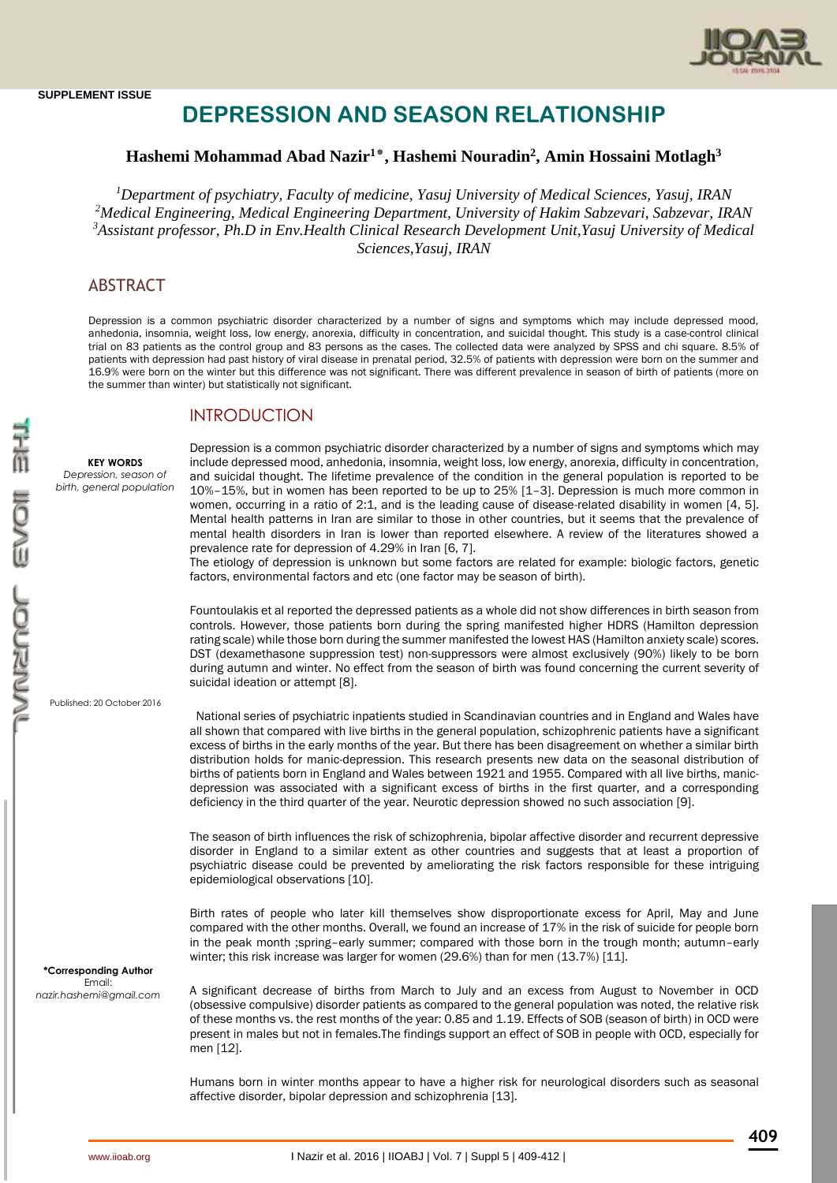SUPPLEMENT ISSUE

# DEPRESSION AND SEASON RELATIONSHIP

**Hashemi Mohammad Abad Nazir[1*], Hashemi Nouradin[2], Amin Hossaini Motlagh[3]**

*[1]Department of psychiatry, Faculty of medicine, Yasuj University of Medical Sciences, Yasuj, IRAN*
*[2]Medical Engineering, Medical Engineering Department, University of Hakim Sabzevari, Sabzevar, IRAN*
*[3]Assistant professor, Ph.D in Env.Health Clinical Research Development Unit,Yasuj University of Medical Sciences,Yasuj, IRAN*

## ABSTRACT

Depression is a common psychiatric disorder characterized by a number of signs and symptoms which may include depressed mood, anhedonia, insomnia, weight loss, low energy, anorexia, difficulty in concentration, and suicidal thought. This study is a case-control clinical trial on 83 patients as the control group and 83 persons as the cases. The collected data were analyzed by SPSS and chi square. 8.5% of patients with depression had past history of viral disease in prenatal period, 32.5% of patients with depression were born on the summer and 16.9% were born on the winter but this difference was not significant. There was different prevalence in season of birth of patients (more on the summer than winter) but statistically not significant.

**KEY WORDS**
*Depression, season of birth, general population*

Published: 20 October 2016

**\*Corresponding Author**
Email:
*nazir.hashemi@gmail.com*

## INTRODUCTION

Depression is a common psychiatric disorder characterized by a number of signs and symptoms which may include depressed mood, anhedonia, insomnia, weight loss, low energy, anorexia, difficulty in concentration, and suicidal thought. The lifetime prevalence of the condition in the general population is reported to be 10%–15%, but in women has been reported to be up to 25% [1–3]. Depression is much more common in women, occurring in a ratio of 2:1, and is the leading cause of disease-related disability in women [4, 5]. Mental health patterns in Iran are similar to those in other countries, but it seems that the prevalence of mental health disorders in Iran is lower than reported elsewhere. A review of the literatures showed a prevalence rate for depression of 4.29% in Iran [6, 7].

The etiology of depression is unknown but some factors are related for example: biologic factors, genetic factors, environmental factors and etc (one factor may be season of birth).

Fountoulakis et al reported the depressed patients as a whole did not show differences in birth season from controls. However, those patients born during the spring manifested higher HDRS (Hamilton depression rating scale) while those born during the summer manifested the lowest HAS (Hamilton anxiety scale) scores. DST (dexamethasone suppression test) non-suppressors were almost exclusively (90%) likely to be born during autumn and winter. No effect from the season of birth was found concerning the current severity of suicidal ideation or attempt [8].

National series of psychiatric inpatients studied in Scandinavian countries and in England and Wales have all shown that compared with live births in the general population, schizophrenic patients have a significant excess of births in the early months of the year. But there has been disagreement on whether a similar birth distribution holds for manic-depression. This research presents new data on the seasonal distribution of births of patients born in England and Wales between 1921 and 1955. Compared with all live births, manic-depression was associated with a significant excess of births in the first quarter, and a corresponding deficiency in the third quarter of the year. Neurotic depression showed no such association [9].

The season of birth influences the risk of schizophrenia, bipolar affective disorder and recurrent depressive disorder in England to a similar extent as other countries and suggests that at least a proportion of psychiatric disease could be prevented by ameliorating the risk factors responsible for these intriguing epidemiological observations [10].

Birth rates of people who later kill themselves show disproportionate excess for April, May and June compared with the other months. Overall, we found an increase of 17% in the risk of suicide for people born in the peak month ;spring–early summer; compared with those born in the trough month; autumn–early winter; this risk increase was larger for women (29.6%) than for men (13.7%) [11].

A significant decrease of births from March to July and an excess from August to November in OCD (obsessive compulsive) disorder patients as compared to the general population was noted, the relative risk of these months vs. the rest months of the year: 0.85 and 1.19. Effects of SOB (season of birth) in OCD were present in males but not in females.The findings support an effect of SOB in people with OCD, especially for men [12].

Humans born in winter months appear to have a higher risk for neurological disorders such as seasonal affective disorder, bipolar depression and schizophrenia [13].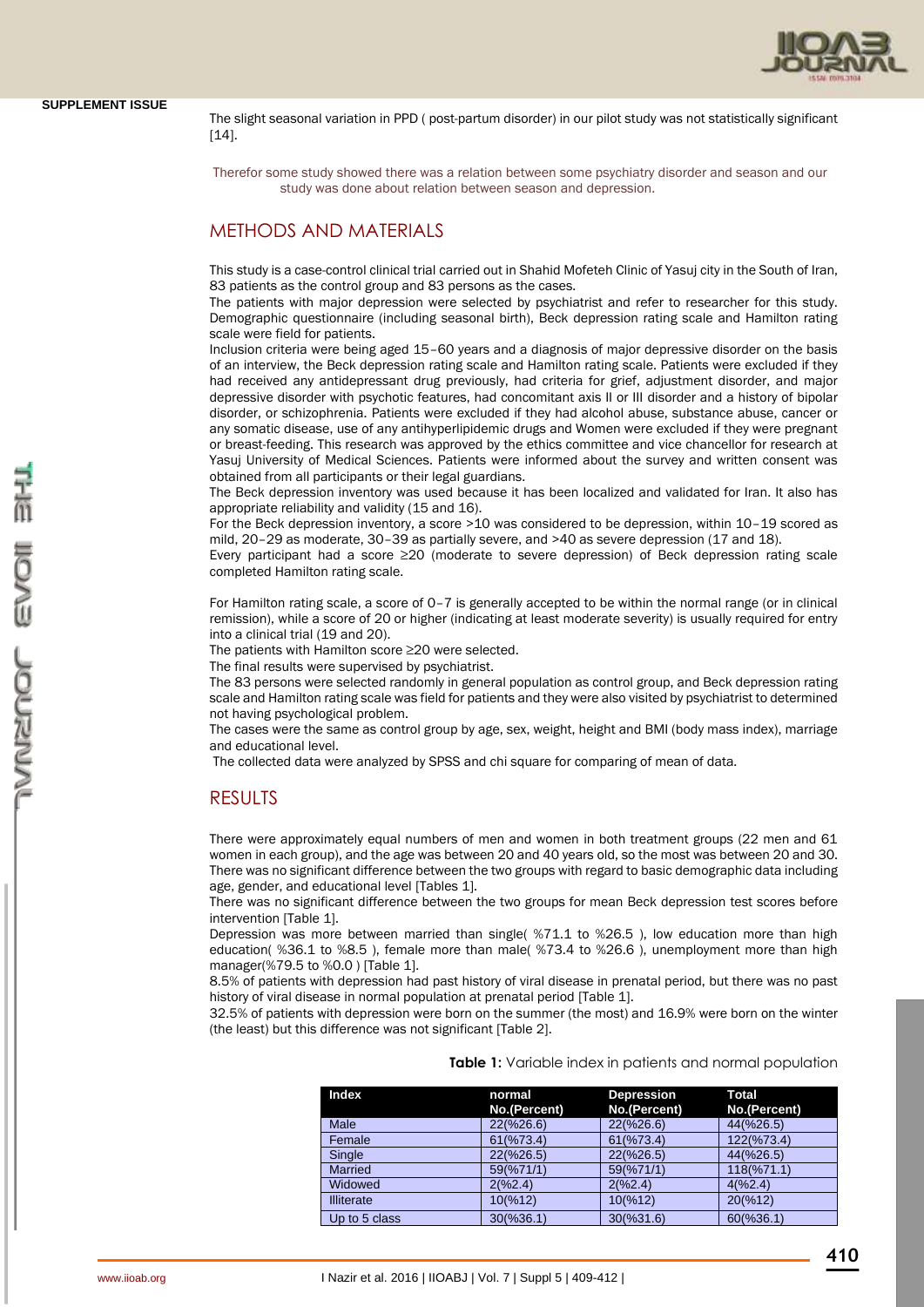The slight seasonal variation in PPD ( post-partum disorder) in our pilot study was not statistically significant [14].

Therefor some study showed there was a relation between some psychiatry disorder and season and our study was done about relation between season and depression.

## METHODS AND MATERIALS

This study is a case-control clinical trial carried out in Shahid Mofeteh Clinic of Yasuj city in the South of Iran, 83 patients as the control group and 83 persons as the cases.

The patients with major depression were selected by psychiatrist and refer to researcher for this study. Demographic questionnaire (including seasonal birth), Beck depression rating scale and Hamilton rating scale were field for patients.

Inclusion criteria were being aged 15–60 years and a diagnosis of major depressive disorder on the basis of an interview, the Beck depression rating scale and Hamilton rating scale. Patients were excluded if they had received any antidepressant drug previously, had criteria for grief, adjustment disorder, and major depressive disorder with psychotic features, had concomitant axis II or III disorder and a history of bipolar disorder, or schizophrenia. Patients were excluded if they had alcohol abuse, substance abuse, cancer or any somatic disease, use of any antihyperlipidemic drugs and Women were excluded if they were pregnant or breast-feeding. This research was approved by the ethics committee and vice chancellor for research at Yasuj University of Medical Sciences. Patients were informed about the survey and written consent was obtained from all participants or their legal guardians.

The Beck depression inventory was used because it has been localized and validated for Iran. It also has appropriate reliability and validity (15 and 16).

For the Beck depression inventory, a score >10 was considered to be depression, within 10–19 scored as mild, 20–29 as moderate, 30–39 as partially severe, and >40 as severe depression (17 and 18).

Every participant had a score ≥20 (moderate to severe depression) of Beck depression rating scale completed Hamilton rating scale.

For Hamilton rating scale, a score of 0–7 is generally accepted to be within the normal range (or in clinical remission), while a score of 20 or higher (indicating at least moderate severity) is usually required for entry into a clinical trial (19 and 20).

The patients with Hamilton score ≥20 were selected.

The final results were supervised by psychiatrist.

The 83 persons were selected randomly in general population as control group, and Beck depression rating scale and Hamilton rating scale was field for patients and they were also visited by psychiatrist to determined not having psychological problem.

The cases were the same as control group by age, sex, weight, height and BMI (body mass index), marriage and educational level.

The collected data were analyzed by SPSS and chi square for comparing of mean of data.

## RESULTS

There were approximately equal numbers of men and women in both treatment groups (22 men and 61 women in each group), and the age was between 20 and 40 years old, so the most was between 20 and 30. There was no significant difference between the two groups with regard to basic demographic data including age, gender, and educational level [Tables 1].

There was no significant difference between the two groups for mean Beck depression test scores before intervention [Table 1].

Depression was more between married than single( %71.1 to %26.5 ), low education more than high education( %36.1 to %8.5 ), female more than male( %73.4 to %26.6 ), unemployment more than high manager(%79.5 to %0.0 ) [Table 1].

8.5% of patients with depression had past history of viral disease in prenatal period, but there was no past history of viral disease in normal population at prenatal period [Table 1].

32.5% of patients with depression were born on the summer (the most) and 16.9% were born on the winter (the least) but this difference was not significant [Table 2].

**Table 1:** Variable index in patients and normal population

| Index | normal No.(Percent) | Depression No.(Percent) | Total No.(Percent) |
|---|---|---|---|
| Male | 22(%26.6) | 22(%26.6) | 44(%26.5) |
| Female | 61(%73.4) | 61(%73.4) | 122(%73.4) |
| Single | 22(%26.5) | 22(%26.5) | 44(%26.5) |
| Married | 59(%71/1) | 59(%71/1) | 118(%71.1) |
| Widowed | 2(%2.4) | 2(%2.4) | 4(%2.4) |
| Illiterate | 10(%12) | 10(%12) | 20(%12) |
| Up to 5 class | 30(%36.1) | 30(%31.6) | 60(%36.1) |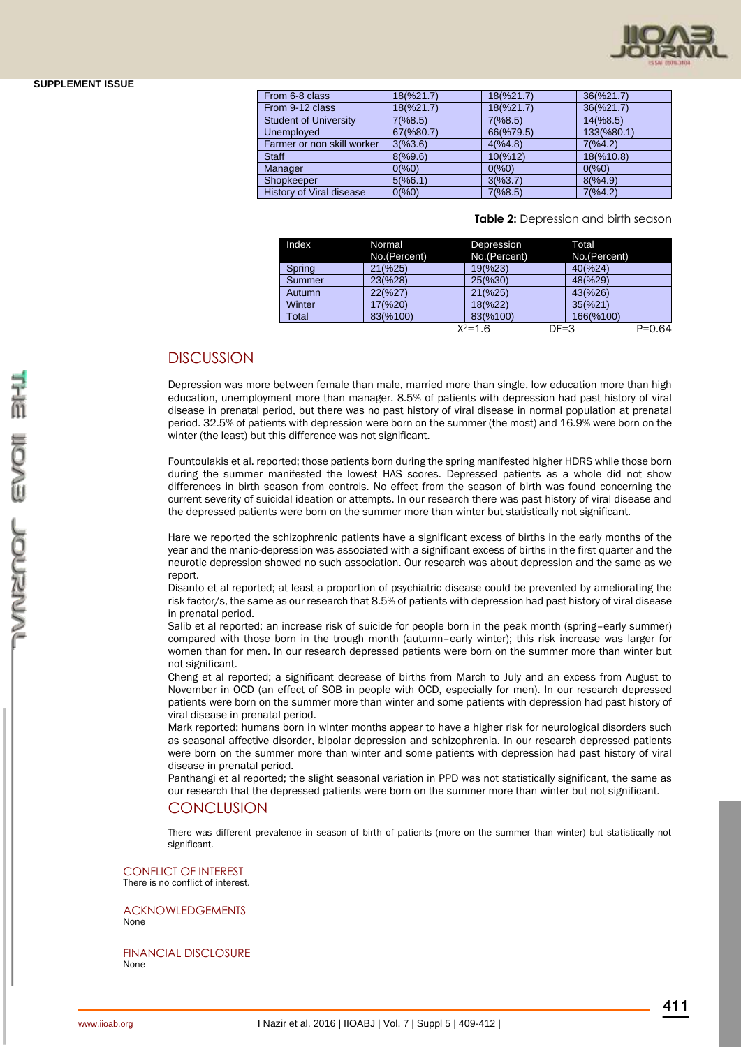| From 6-8 class | 18(%21.7) | 18(%21.7) | 36(%21.7) |
|---|---|---|---|
| From 9-12 class | 18(%21.7) | 18(%21.7) | 36(%21.7) |
| Student of University | 7(%8.5) | 7(%8.5) | 14(%8.5) |
| Unemployed | 67(%80.7) | 66(%79.5) | 133(%80.1) |
| Farmer or non skill worker | 3(%3.6) | 4(%4.8) | 7(%4.2) |
| Staff | 8(%9.6) | 10(%12) | 18(%10.8) |
| Manager | 0(%0) | 0(%0) | 0(%0) |
| Shopkeeper | 5(%6.1) | 3(%3.7) | 8(%4.9) |
| History of Viral disease | 0(%0) | 7(%8.5) | 7(%4.2) |

**Table 2:** Depression and birth season

| Index | Normal No.(Percent) | Depression No.(Percent) | Total No.(Percent) |
|---|---|---|---|
| Spring | 21(%25) | 19(%23) | 40(%24) |
| Summer | 23(%28) | 25(%30) | 48(%29) |
| Autumn | 22(%27) | 21(%25) | 43(%26) |
| Winter | 17(%20) | 18(%22) | 35(%21) |
| Total | 83(%100) | 83(%100) | 166(%100) |
| | $X^2$=1.6 | DF=3 | P=0.64 |

## DISCUSSION

Depression was more between female than male, married more than single, low education more than high education, unemployment more than manager. 8.5% of patients with depression had past history of viral disease in prenatal period, but there was no past history of viral disease in normal population at prenatal period. 32.5% of patients with depression were born on the summer (the most) and 16.9% were born on the winter (the least) but this difference was not significant.

Fountoulakis et al. reported; those patients born during the spring manifested higher HDRS while those born during the summer manifested the lowest HAS scores. Depressed patients as a whole did not show differences in birth season from controls. No effect from the season of birth was found concerning the current severity of suicidal ideation or attempts. In our research there was past history of viral disease and the depressed patients were born on the summer more than winter but statistically not significant.

Hare we reported the schizophrenic patients have a significant excess of births in the early months of the year and the manic-depression was associated with a significant excess of births in the first quarter and the neurotic depression showed no such association. Our research was about depression and the same as we report.

Disanto et al reported; at least a proportion of psychiatric disease could be prevented by ameliorating the risk factor/s, the same as our research that 8.5% of patients with depression had past history of viral disease in prenatal period.

Salib et al reported; an increase risk of suicide for people born in the peak month (spring–early summer) compared with those born in the trough month (autumn–early winter); this risk increase was larger for women than for men. In our research depressed patients were born on the summer more than winter but not significant.

Cheng et al reported; a significant decrease of births from March to July and an excess from August to November in OCD (an effect of SOB in people with OCD, especially for men). In our research depressed patients were born on the summer more than winter and some patients with depression had past history of viral disease in prenatal period.

Mark reported; humans born in winter months appear to have a higher risk for neurological disorders such as seasonal affective disorder, bipolar depression and schizophrenia. In our research depressed patients were born on the summer more than winter and some patients with depression had past history of viral disease in prenatal period.

Panthangi et al reported; the slight seasonal variation in PPD was not statistically significant, the same as our research that the depressed patients were born on the summer more than winter but not significant.

## CONCLUSION

There was different prevalence in season of birth of patients (more on the summer than winter) but statistically not significant.

### CONFLICT OF INTEREST

There is no conflict of interest.

### ACKNOWLEDGEMENTS

None

### FINANCIAL DISCLOSURE

None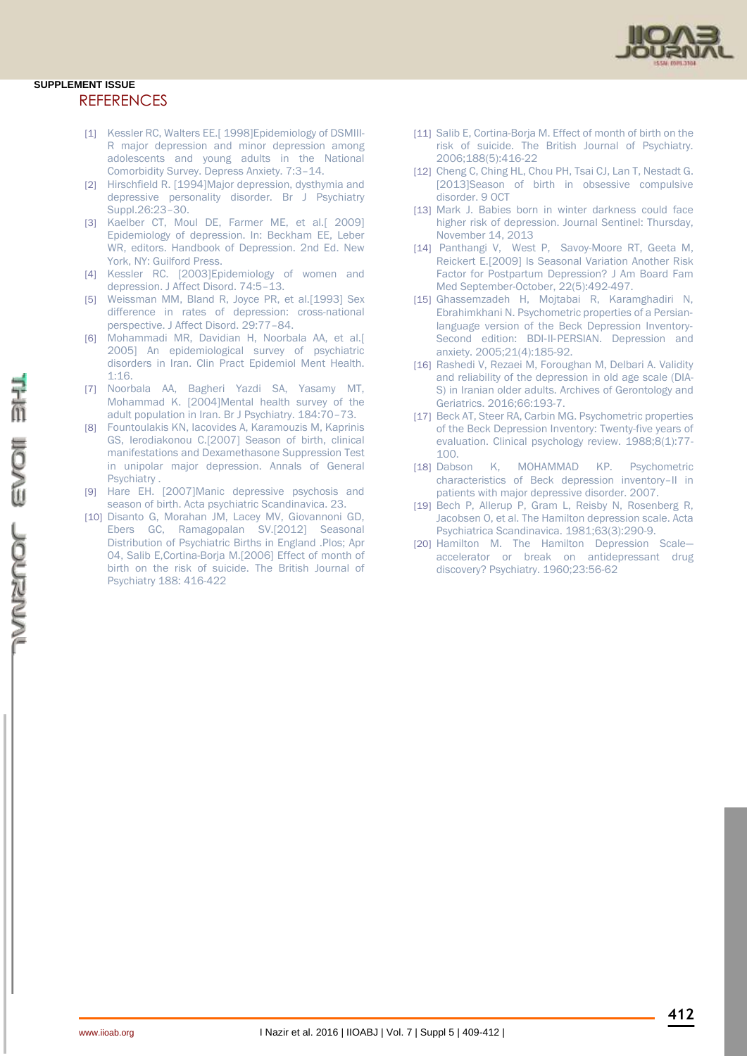## REFERENCES

[1] Kessler RC, Walters EE.[ 1998]Epidemiology of DSMIII-R major depression and minor depression among adolescents and young adults in the National Comorbidity Survey. Depress Anxiety. 7:3–14.

[2] Hirschfield R. [1994]Major depression, dysthymia and depressive personality disorder. Br J Psychiatry Suppl.26:23–30.

[3] Kaelber CT, Moul DE, Farmer ME, et al.[ 2009] Epidemiology of depression. In: Beckham EE, Leber WR, editors. Handbook of Depression. 2nd Ed. New York, NY: Guilford Press.

[4] Kessler RC. [2003]Epidemiology of women and depression. J Affect Disord. 74:5–13.

[5] Weissman MM, Bland R, Joyce PR, et al.[1993] Sex difference in rates of depression: cross-national perspective. J Affect Disord. 29:77–84.

[6] Mohammadi MR, Davidian H, Noorbala AA, et al.[ 2005] An epidemiological survey of psychiatric disorders in Iran. Clin Pract Epidemiol Ment Health. 1:16.

[7] Noorbala AA, Bagheri Yazdi SA, Yasamy MT, Mohammad K. [2004]Mental health survey of the adult population in Iran. Br J Psychiatry. 184:70–73.

[8] Fountoulakis KN, Iacovides A, Karamouzis M, Kaprinis GS, Ierodiakonou C.[2007] Season of birth, clinical manifestations and Dexamethasone Suppression Test in unipolar major depression. Annals of General Psychiatry .

[9] Hare EH. [2007]Manic depressive psychosis and season of birth. Acta psychiatric Scandinavica. 23.

[10] Disanto G, Morahan JM, Lacey MV, Giovannoni GD, Ebers GC, Ramagopalan SV.[2012] Seasonal Distribution of Psychiatric Births in England .Plos; Apr 04, Salib E,Cortina-Borja M.[2006] Effect of month of birth on the risk of suicide. The British Journal of Psychiatry 188: 416-422

[11] Salib E, Cortina-Borja M. Effect of month of birth on the risk of suicide. The British Journal of Psychiatry. 2006;188(5):416-22

[12] Cheng C, Ching HL, Chou PH, Tsai CJ, Lan T, Nestadt G. [2013]Season of birth in obsessive compulsive disorder. 9 OCT

[13] Mark J. Babies born in winter darkness could face higher risk of depression. Journal Sentinel: Thursday, November 14, 2013

[14] Panthangi V, West P, Savoy-Moore RT, Geeta M, Reickert E.[2009] Is Seasonal Variation Another Risk Factor for Postpartum Depression? J Am Board Fam Med September-October, 22(5):492-497.

[15] Ghassemzadeh H, Mojtabai R, Karamghadiri N, Ebrahimkhani N. Psychometric properties of a Persian-language version of the Beck Depression Inventory-Second edition: BDI-II-PERSIAN. Depression and anxiety. 2005;21(4):185-92.

[16] Rashedi V, Rezaei M, Foroughan M, Delbari A. Validity and reliability of the depression in old age scale (DIA-S) in Iranian older adults. Archives of Gerontology and Geriatrics. 2016;66:193-7.

[17] Beck AT, Steer RA, Carbin MG. Psychometric properties of the Beck Depression Inventory: Twenty-five years of evaluation. Clinical psychology review. 1988;8(1):77-100.

[18] Dabson K, MOHAMMAD KP. Psychometric characteristics of Beck depression inventory–II in patients with major depressive disorder. 2007.

[19] Bech P, Allerup P, Gram L, Reisby N, Rosenberg R, Jacobsen O, et al. The Hamilton depression scale. Acta Psychiatrica Scandinavica. 1981;63(3):290-9.

[20] Hamilton M. The Hamilton Depression Scale—accelerator or break on antidepressant drug discovery? Psychiatry. 1960;23:56-62